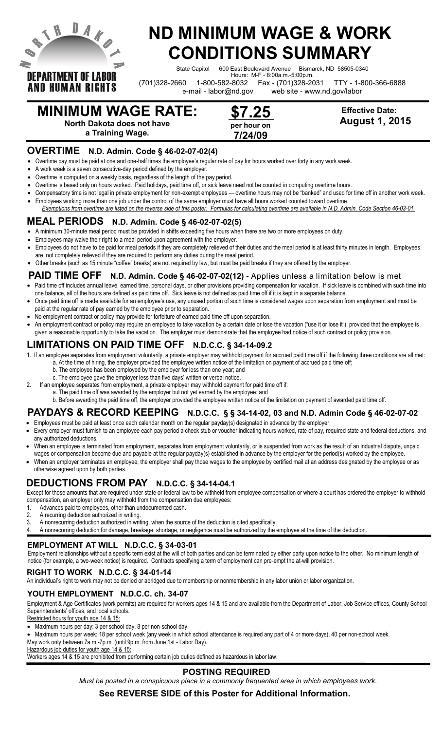NORTH DAKOTA DEPARTMENT OF LABOR AND HUMAN RIGHTS

# ND MINIMUM WAGE & WORK CONDITIONS SUMMARY

State Capitol 600 East Boulevard Avenue Bismarck, ND 58505-0340
Hours: M-F - 8:00a.m.-5:00p.m.
(701)328-2660 1-800-582-8032 Fax - (701)328-2031 TTY - 1-800-366-6888
e-mail - labor@nd.gov web site - www.nd.gov/labor

## MINIMUM WAGE RATE:

**North Dakota does not have a Training Wage.**

**$7.25** per hour on **7/24/09**

**Effective Date: August 1, 2015**

## OVERTIME N.D. Admin. Code § 46-02-07-02(4)

- Overtime pay must be paid at one and one-half times the employee's regular rate of pay for hours worked over forty in any work week.
- A work week is a seven consecutive-day period defined by the employer.
- Overtime is computed on a weekly basis, regardless of the length of the pay period.
- Overtime is based only on hours worked. Paid holidays, paid time off, or sick leave need not be counted in computing overtime hours.
- Compensatory time is not legal in private employment for non-exempt employees — overtime hours may not be "banked" and used for time off in another work week.
- Employees working more than one job under the control of the same employer must have all hours worked counted toward overtime.

*Exemptions from overtime are listed on the reverse side of this poster. Formulas for calculating overtime are available in N.D. Admin. Code Section 46-03-01.*

## MEAL PERIODS N.D. Admin. Code § 46-02-07-02(5)

- A minimum 30-minute meal period must be provided in shifts exceeding five hours when there are two or more employees on duty.
- Employees may waive their right to a meal period upon agreement with the employer.
- Employees do not have to be paid for meal periods if they are completely relieved of their duties and the meal period is at least thirty minutes in length. Employees are not completely relieved if they are required to perform any duties during the meal period.
- Other breaks (such as 15 minute "coffee" breaks) are not required by law, but must be paid breaks if they are offered by the employer.

## PAID TIME OFF N.D. Admin. Code § 46-02-07-02(12) - Applies unless a limitation below is met

- Paid time off includes annual leave, earned time, personal days, or other provisions providing compensation for vacation. If sick leave is combined with such time into one balance, all of the hours are defined as paid time off. Sick leave is not defined as paid time off if it is kept in a separate balance.
- Once paid time off is made available for an employee's use, any unused portion of such time is considered wages upon separation from employment and must be paid at the regular rate of pay earned by the employee prior to separation.
- No employment contract or policy may provide for forfeiture of earned paid time off upon separation.
- An employment contract or policy may require an employee to take vacation by a certain date or lose the vacation ("use it or lose it"), provided that the employee is given a reasonable opportunity to take the vacation. The employer must demonstrate that the employee had notice of such contract or policy provision.

## LIMITATIONS ON PAID TIME OFF N.D.C.C. § 34-14-09.2

1. If an employee separates from employment voluntarily, a private employer may withhold payment for accrued paid time off if the following three conditions are all met:
   a. At the time of hiring, the employer provided the employee written notice of the limitation on payment of accrued paid time off;
   b. The employee has been employed by the employer for less than one year; and
   c. The employee gave the employer less than five days' written or verbal notice.
2. If an employee separates from employment, a private employer may withhold payment for paid time off if:
   a. The paid time off was awarded by the employer but not yet earned by the employee; and
   b. Before awarding the paid time off, the employer provided the employee written notice of the limitation on payment of awarded paid time off.

## PAYDAYS & RECORD KEEPING N.D.C.C. § § 34-14-02, 03 and N.D. Admin Code § 46-02-07-02

- Employees must be paid at least once each calendar month on the regular payday(s) designated in advance by the employer.
- Every employer must furnish to an employee each pay period a check stub or voucher indicating hours worked, rate of pay, required state and federal deductions, and any authorized deductions.
- When an employee is terminated from employment, separates from employment voluntarily, or is suspended from work as the result of an industrial dispute, unpaid wages or compensation become due and payable at the regular payday(s) established in advance by the employer for the period(s) worked by the employee.
- When an employer terminates an employee, the employer shall pay those wages to the employee by certified mail at an address designated by the employee or as otherwise agreed upon by both parties.

## DEDUCTIONS FROM PAY N.D.C.C. § 34-14-04.1

Except for those amounts that are required under state or federal law to be withheld from employee compensation or where a court has ordered the employer to withhold compensation, an employer only may withhold from the compensation due employees:

1. Advances paid to employees, other than undocumented cash.
2. A recurring deduction authorized in writing.
3. A nonrecurring deduction authorized in writing, when the source of the deduction is cited specifically.
4. A nonrecurring deduction for damage, breakage, shortage, or negligence must be authorized by the employee at the time of the deduction.

### EMPLOYMENT AT WILL N.D.C.C. § 34-03-01

Employment relationships without a specific term exist at the will of both parties and can be terminated by either party upon notice to the other. No minimum length of notice (for example, a two-week notice) is required. Contracts specifying a term of employment can pre-empt the at-will provision.

### RIGHT TO WORK N.D.C.C. § 34-01-14

An individual's right to work may not be denied or abridged due to membership or nonmembership in any labor union or labor organization.

### YOUTH EMPLOYMENT N.D.C.C. ch. 34-07

Employment & Age Certificates (work permits) are required for workers ages 14 & 15 and are available from the Department of Labor, Job Service offices, County School Superintendents' offices, and local schools.

Restricted hours for youth age 14 & 15:

- Maximum hours per day: 3 per school day, 8 per non-school day.
- Maximum hours per week: 18 per school week (any week in which school attendance is required any part of 4 or more days), 40 per non-school week.

May work only between 7a.m.-7p.m. (until 9p.m. from June 1st - Labor Day).

Hazardous job duties for youth age 14 & 15:

Workers ages 14 & 15 are prohibited from performing certain job duties defined as hazardous in labor law.

### POSTING REQUIRED

*Must be posted in a conspicuous place in a commonly frequented area in which employees work.*

**See REVERSE SIDE of this Poster for Additional Information.**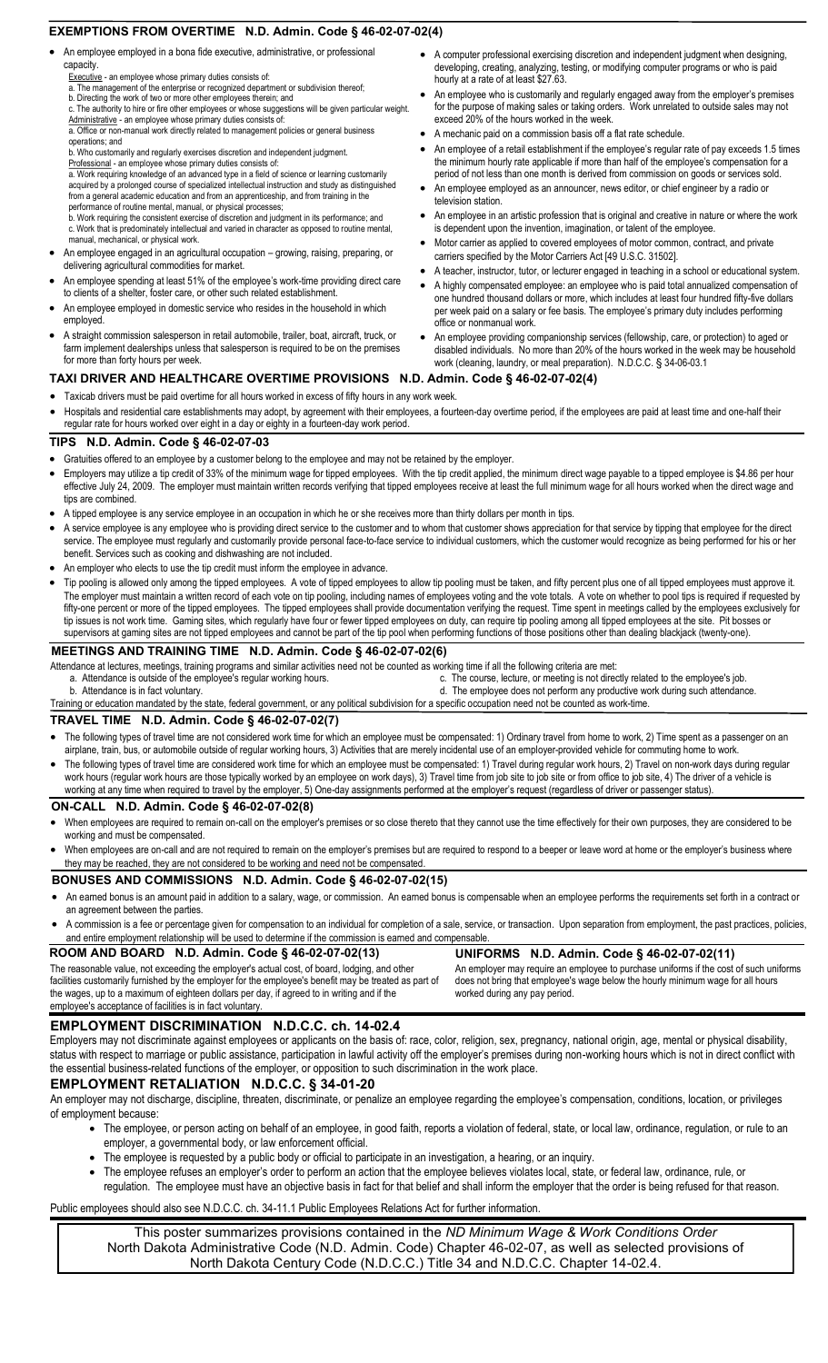## EXEMPTIONS FROM OVERTIME N.D. Admin. Code § 46-02-07-02(4)

- An employee employed in a bona fide executive, administrative, or professional capacity.
  - Executive - an employee whose primary duties consists of:
    - a. The management of the enterprise or recognized department or subdivision thereof;
    - b. Directing the work of two or more other employees therein; and
    - c. The authority to hire or fire other employees or whose suggestions will be given particular weight.
  - Administrative - an employee whose primary duties consists of:
    - a. Office or non-manual work directly related to management policies or general business operations; and
    - b. Who customarily and regularly exercises discretion and independent judgment.
  - Professional - an employee whose primary duties consists of:
    - a. Work requiring knowledge of an advanced type in a field of science or learning customarily acquired by a prolonged course of specialized intellectual instruction and study as distinguished from a general academic education and from an apprenticeship, and from training in the performance of routine mental, manual, or physical processes;
    - b. Work requiring the consistent exercise of discretion and judgment in its performance; and
    - c. Work that is predominately intellectual and varied in character as opposed to routine mental, manual, mechanical, or physical work.
- An employee engaged in an agricultural occupation – growing, raising, preparing, or delivering agricultural commodities for market.
- An employee spending at least 51% of the employee's work-time providing direct care to clients of a shelter, foster care, or other such related establishment.
- An employee employed in domestic service who resides in the household in which employed.
- A straight commission salesperson in retail automobile, trailer, boat, aircraft, truck, or farm implement dealerships unless that salesperson is required to be on the premises for more than forty hours per week.
- A computer professional exercising discretion and independent judgment when designing, developing, creating, analyzing, testing, or modifying computer programs or who is paid hourly at a rate of at least $27.63.
- An employee who is customarily and regularly engaged away from the employer's premises for the purpose of making sales or taking orders. Work unrelated to outside sales may not exceed 20% of the hours worked in the week.
- A mechanic paid on a commission basis off a flat rate schedule.
- An employee of a retail establishment if the employee's regular rate of pay exceeds 1.5 times the minimum hourly rate applicable if more than half of the employee's compensation for a period of not less than one month is derived from commission on goods or services sold.
- An employee employed as an announcer, news editor, or chief engineer by a radio or television station.
- An employee in an artistic profession that is original and creative in nature or where the work is dependent upon the invention, imagination, or talent of the employee.
- Motor carrier as applied to covered employees of motor common, contract, and private carriers specified by the Motor Carriers Act [49 U.S.C. 31502].
- A teacher, instructor, tutor, or lecturer engaged in teaching in a school or educational system.
- A highly compensated employee: an employee who is paid total annualized compensation of one hundred thousand dollars or more, which includes at least four hundred fifty-five dollars per week paid on a salary or fee basis. The employee's primary duty includes performing office or nonmanual work.
- An employee providing companionship services (fellowship, care, or protection) to aged or disabled individuals. No more than 20% of the hours worked in the week may be household work (cleaning, laundry, or meal preparation). N.D.C.C. § 34-06-03.1

## TAXI DRIVER AND HEALTHCARE OVERTIME PROVISIONS N.D. Admin. Code § 46-02-07-02(4)

- Taxicab drivers must be paid overtime for all hours worked in excess of fifty hours in any work week.
- Hospitals and residential care establishments may adopt, by agreement with their employees, a fourteen-day overtime period, if the employees are paid at least time and one-half their regular rate for hours worked over eight in a day or eighty in a fourteen-day work period.

## TIPS N.D. Admin. Code § 46-02-07-03

- Gratuities offered to an employee by a customer belong to the employee and may not be retained by the employer.
- Employers may utilize a tip credit of 33% of the minimum wage for tipped employees. With the tip credit applied, the minimum direct wage payable to a tipped employee is $4.86 per hour effective July 24, 2009. The employer must maintain written records verifying that tipped employees receive at least the full minimum wage for all hours worked when the direct wage and tips are combined.
- A tipped employee is any service employee in an occupation in which he or she receives more than thirty dollars per month in tips.
- A service employee is any employee who is providing direct service to the customer and to whom that customer shows appreciation for that service by tipping that employee for the direct service. The employee must regularly and customarily provide personal face-to-face service to individual customers, which the customer would recognize as being performed for his or her benefit. Services such as cooking and dishwashing are not included.
- An employer who elects to use the tip credit must inform the employee in advance.
- Tip pooling is allowed only among the tipped employees. A vote of tipped employees to allow tip pooling must be taken, and fifty percent plus one of all tipped employees must approve it. The employer must maintain a written record of each vote on tip pooling, including names of employees voting and the vote totals. A vote on whether to pool tips is required if requested by fifty-one percent or more of the tipped employees. The tipped employees shall provide documentation verifying the request. Time spent in meetings called by the employees exclusively for tip issues is not work time. Gaming sites, which regularly have four or fewer tipped employees on duty, can require tip pooling among all tipped employees at the site. Pit bosses or supervisors at gaming sites are not tipped employees and cannot be part of the tip pool when performing functions of those positions other than dealing blackjack (twenty-one).

## MEETINGS AND TRAINING TIME N.D. Admin. Code § 46-02-07-02(6)

Attendance at lectures, meetings, training programs and similar activities need not be counted as working time if all the following criteria are met:

a. Attendance is outside of the employee's regular working hours.
b. Attendance is in fact voluntary.
c. The course, lecture, or meeting is not directly related to the employee's job.
d. The employee does not perform any productive work during such attendance.

Training or education mandated by the state, federal government, or any political subdivision for a specific occupation need not be counted as work-time.

## TRAVEL TIME N.D. Admin. Code § 46-02-07-02(7)

- The following types of travel time are not considered work time for which an employee must be compensated: 1) Ordinary travel from home to work, 2) Time spent as a passenger on an airplane, train, bus, or automobile outside of regular working hours, 3) Activities that are merely incidental use of an employer-provided vehicle for commuting home to work.
- The following types of travel time are considered work time for which an employee must be compensated: 1) Travel during regular work hours, 2) Travel on non-work days during regular work hours (regular work hours are those typically worked by an employee on work days), 3) Travel time from job site to job site or from office to job site, 4) The driver of a vehicle is working at any time when required to travel by the employer, 5) One-day assignments performed at the employer's request (regardless of driver or passenger status).

## ON-CALL N.D. Admin. Code § 46-02-07-02(8)

- When employees are required to remain on-call on the employer's premises or so close thereto that they cannot use the time effectively for their own purposes, they are considered to be working and must be compensated.
- When employees are on-call and are not required to remain on the employer's premises but are required to respond to a beeper or leave word at home or the employer's business where they may be reached, they are not considered to be working and need not be compensated.

## BONUSES AND COMMISSIONS N.D. Admin. Code § 46-02-07-02(15)

- An earned bonus is an amount paid in addition to a salary, wage, or commission. An earned bonus is compensable when an employee performs the requirements set forth in a contract or an agreement between the parties.
- A commission is a fee or percentage given for compensation to an individual for completion of a sale, service, or transaction. Upon separation from employment, the past practices, policies, and entire employment relationship will be used to determine if the commission is earned and compensable.

## ROOM AND BOARD N.D. Admin. Code § 46-02-07-02(13)

The reasonable value, not exceeding the employer's actual cost, of board, lodging, and other facilities customarily furnished by the employer for the employee's benefit may be treated as part of the wages, up to a maximum of eighteen dollars per day, if agreed to in writing and if the employee's acceptance of facilities is in fact voluntary.

## UNIFORMS N.D. Admin. Code § 46-02-07-02(11)

An employer may require an employee to purchase uniforms if the cost of such uniforms does not bring that employee's wage below the hourly minimum wage for all hours worked during any pay period.

## EMPLOYMENT DISCRIMINATION N.D.C.C. ch. 14-02.4

Employers may not discriminate against employees or applicants on the basis of: race, color, religion, sex, pregnancy, national origin, age, mental or physical disability, status with respect to marriage or public assistance, participation in lawful activity off the employer's premises during non-working hours which is not in direct conflict with the essential business-related functions of the employer, or opposition to such discrimination in the work place.

## EMPLOYMENT RETALIATION N.D.C.C. § 34-01-20

An employer may not discharge, discipline, threaten, discriminate, or penalize an employee regarding the employee's compensation, conditions, location, or privileges of employment because:

- The employee, or person acting on behalf of an employee, in good faith, reports a violation of federal, state, or local law, ordinance, regulation, or rule to an employer, a governmental body, or law enforcement official.
- The employee is requested by a public body or official to participate in an investigation, a hearing, or an inquiry.
- The employee refuses an employer's order to perform an action that the employee believes violates local, state, or federal law, ordinance, rule, or regulation. The employee must have an objective basis in fact for that belief and shall inform the employer that the order is being refused for that reason.

Public employees should also see N.D.C.C. ch. 34-11.1 Public Employees Relations Act for further information.

This poster summarizes provisions contained in the *ND Minimum Wage & Work Conditions Order* North Dakota Administrative Code (N.D. Admin. Code) Chapter 46-02-07, as well as selected provisions of North Dakota Century Code (N.D.C.C.) Title 34 and N.D.C.C. Chapter 14-02.4.